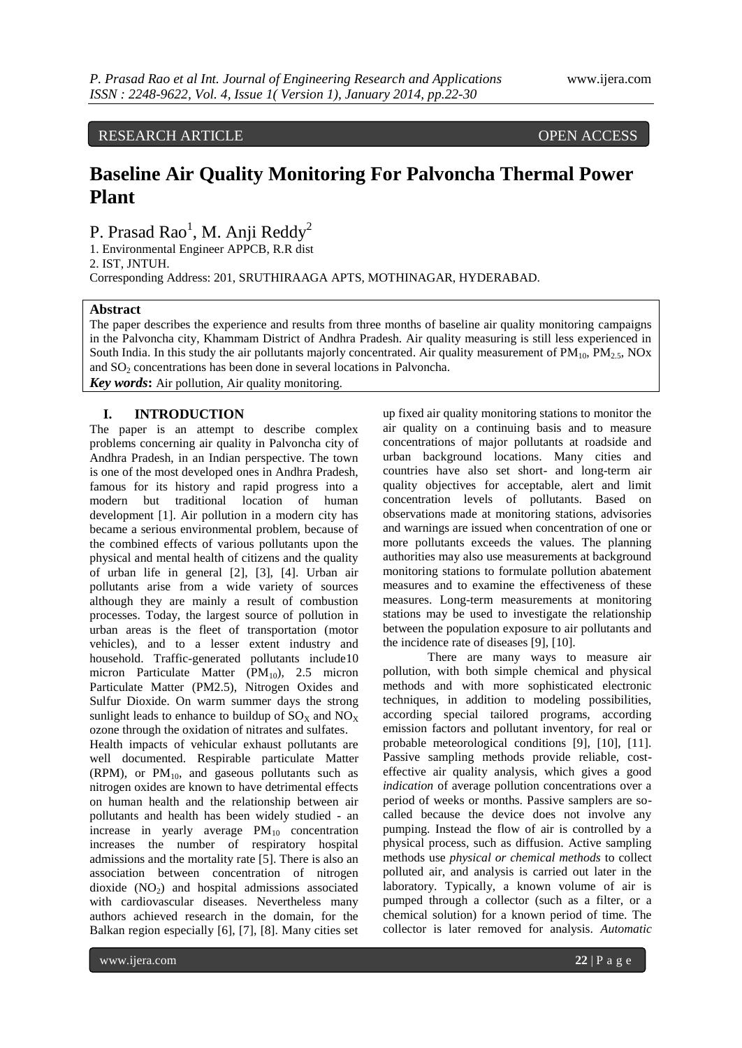RESEARCH ARTICLE OPEN ACCESS

# Baseline Air Quality Monitoring For Palvoncha Thermal Power Plant

P. Prasad Rao[1], M. Anji Reddy[2]

1. Environmental Engineer APPCB, R.R dist
2. IST, JNTUH.

Corresponding Address: 201, SRUTHIRAAGA APTS, MOTHINAGAR, HYDERABAD.

## Abstract

The paper describes the experience and results from three months of baseline air quality monitoring campaigns in the Palvoncha city, Khammam District of Andhra Pradesh. Air quality measuring is still less experienced in South India. In this study the air pollutants majorly concentrated. Air quality measurement of $PM_{10}$, $PM_{2.5}$, NOx and $SO_2$ concentrations has been done in several locations in Palvoncha.

***Key words*:** Air pollution, Air quality monitoring.

## I. INTRODUCTION

The paper is an attempt to describe complex problems concerning air quality in Palvoncha city of Andhra Pradesh, in an Indian perspective. The town is one of the most developed ones in Andhra Pradesh, famous for its history and rapid progress into a modern but traditional location of human development [1]. Air pollution in a modern city has became a serious environmental problem, because of the combined effects of various pollutants upon the physical and mental health of citizens and the quality of urban life in general [2], [3], [4]. Urban air pollutants arise from a wide variety of sources although they are mainly a result of combustion processes. Today, the largest source of pollution in urban areas is the fleet of transportation (motor vehicles), and to a lesser extent industry and household. Traffic-generated pollutants include10 micron Particulate Matter ($PM_{10}$), 2.5 micron Particulate Matter (PM2.5), Nitrogen Oxides and Sulfur Dioxide. On warm summer days the strong sunlight leads to enhance to buildup of $SO_X$ and $NO_X$ ozone through the oxidation of nitrates and sulfates.

Health impacts of vehicular exhaust pollutants are well documented. Respirable particulate Matter (RPM), or $PM_{10}$, and gaseous pollutants such as nitrogen oxides are known to have detrimental effects on human health and the relationship between air pollutants and health has been widely studied - an increase in yearly average $PM_{10}$ concentration increases the number of respiratory hospital admissions and the mortality rate [5]. There is also an association between concentration of nitrogen dioxide ($NO_2$) and hospital admissions associated with cardiovascular diseases. Nevertheless many authors achieved research in the domain, for the Balkan region especially [6], [7], [8]. Many cities set up fixed air quality monitoring stations to monitor the air quality on a continuing basis and to measure concentrations of major pollutants at roadside and urban background locations. Many cities and countries have also set short- and long-term air quality objectives for acceptable, alert and limit concentration levels of pollutants. Based on observations made at monitoring stations, advisories and warnings are issued when concentration of one or more pollutants exceeds the values. The planning authorities may also use measurements at background monitoring stations to formulate pollution abatement measures and to examine the effectiveness of these measures. Long-term measurements at monitoring stations may be used to investigate the relationship between the population exposure to air pollutants and the incidence rate of diseases [9], [10].

There are many ways to measure air pollution, with both simple chemical and physical methods and with more sophisticated electronic techniques, in addition to modeling possibilities, according special tailored programs, according emission factors and pollutant inventory, for real or probable meteorological conditions [9], [10], [11]. Passive sampling methods provide reliable, cost-effective air quality analysis, which gives a good *indication* of average pollution concentrations over a period of weeks or months. Passive samplers are so-called because the device does not involve any pumping. Instead the flow of air is controlled by a physical process, such as diffusion. Active sampling methods use *physical or chemical methods* to collect polluted air, and analysis is carried out later in the laboratory. Typically, a known volume of air is pumped through a collector (such as a filter, or a chemical solution) for a known period of time. The collector is later removed for analysis. *Automatic*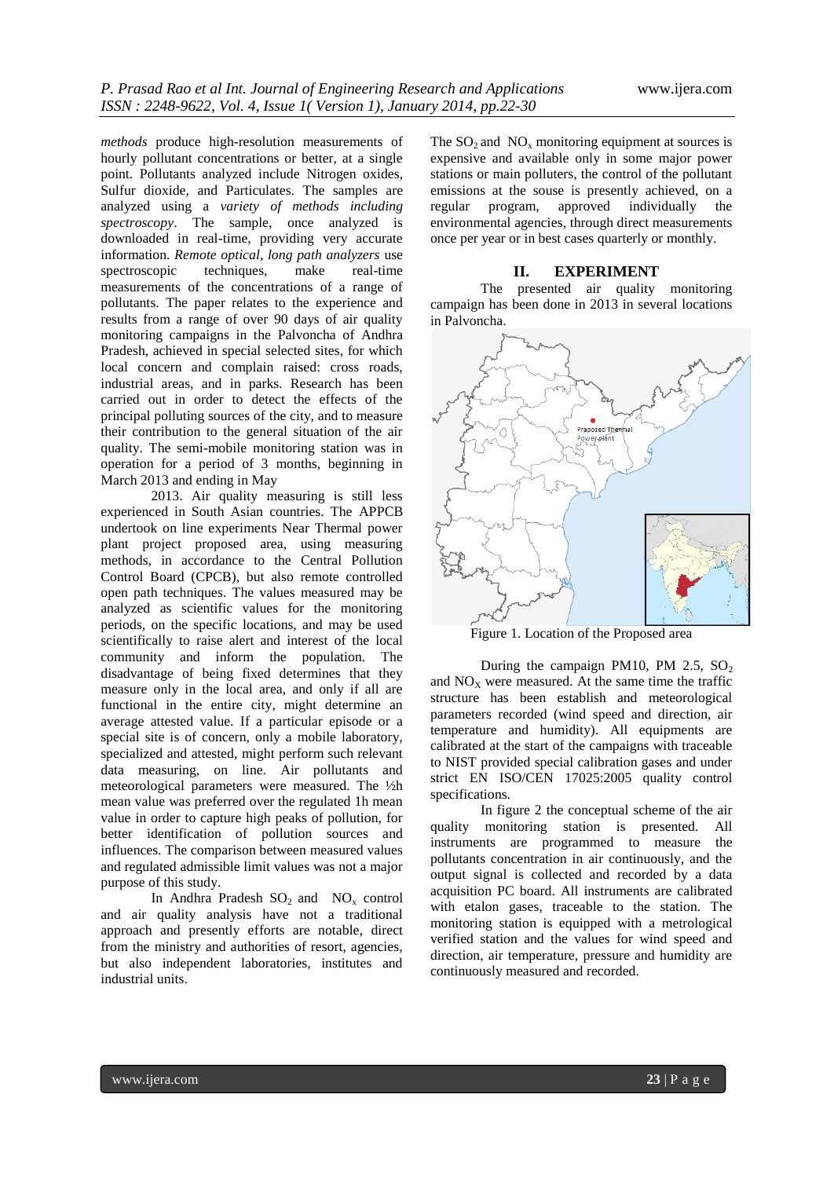*methods* produce high-resolution measurements of hourly pollutant concentrations or better, at a single point. Pollutants analyzed include Nitrogen oxides, Sulfur dioxide, and Particulates. The samples are analyzed using a *variety of methods including spectroscopy*. The sample, once analyzed is downloaded in real-time, providing very accurate information. *Remote optical*, *long path analyzers* use spectroscopic techniques, make real-time measurements of the concentrations of a range of pollutants. The paper relates to the experience and results from a range of over 90 days of air quality monitoring campaigns in the Palvoncha of Andhra Pradesh, achieved in special selected sites, for which local concern and complain raised: cross roads, industrial areas, and in parks. Research has been carried out in order to detect the effects of the principal polluting sources of the city, and to measure their contribution to the general situation of the air quality. The semi-mobile monitoring station was in operation for a period of 3 months, beginning in March 2013 and ending in May

2013. Air quality measuring is still less experienced in South Asian countries. The APPCB undertook on line experiments Near Thermal power plant project proposed area, using measuring methods, in accordance to the Central Pollution Control Board (CPCB), but also remote controlled open path techniques. The values measured may be analyzed as scientific values for the monitoring periods, on the specific locations, and may be used scientifically to raise alert and interest of the local community and inform the population. The disadvantage of being fixed determines that they measure only in the local area, and only if all are functional in the entire city, might determine an average attested value. If a particular episode or a special site is of concern, only a mobile laboratory, specialized and attested, might perform such relevant data measuring, on line. Air pollutants and meteorological parameters were measured. The ½h mean value was preferred over the regulated 1h mean value in order to capture high peaks of pollution, for better identification of pollution sources and influences. The comparison between measured values and regulated admissible limit values was not a major purpose of this study.

In Andhra Pradesh $SO_2$ and $NO_x$ control and air quality analysis have not a traditional approach and presently efforts are notable, direct from the ministry and authorities of resort, agencies, but also independent laboratories, institutes and industrial units.

The $SO_2$ and $NO_x$ monitoring equipment at sources is expensive and available only in some major power stations or main polluters, the control of the pollutant emissions at the souse is presently achieved, on a regular program, approved individually the environmental agencies, through direct measurements once per year or in best cases quarterly or monthly.

## II. EXPERIMENT

The presented air quality monitoring campaign has been done in 2013 in several locations in Palvoncha.

Figure 1. Location of the Proposed area

During the campaign PM10, PM 2.5, $SO_2$ and $NO_X$ were measured. At the same time the traffic structure has been establish and meteorological parameters recorded (wind speed and direction, air temperature and humidity). All equipments are calibrated at the start of the campaigns with traceable to NIST provided special calibration gases and under strict EN ISO/CEN 17025:2005 quality control specifications.

In figure 2 the conceptual scheme of the air quality monitoring station is presented. All instruments are programmed to measure the pollutants concentration in air continuously, and the output signal is collected and recorded by a data acquisition PC board. All instruments are calibrated with etalon gases, traceable to the station. The monitoring station is equipped with a metrological verified station and the values for wind speed and direction, air temperature, pressure and humidity are continuously measured and recorded.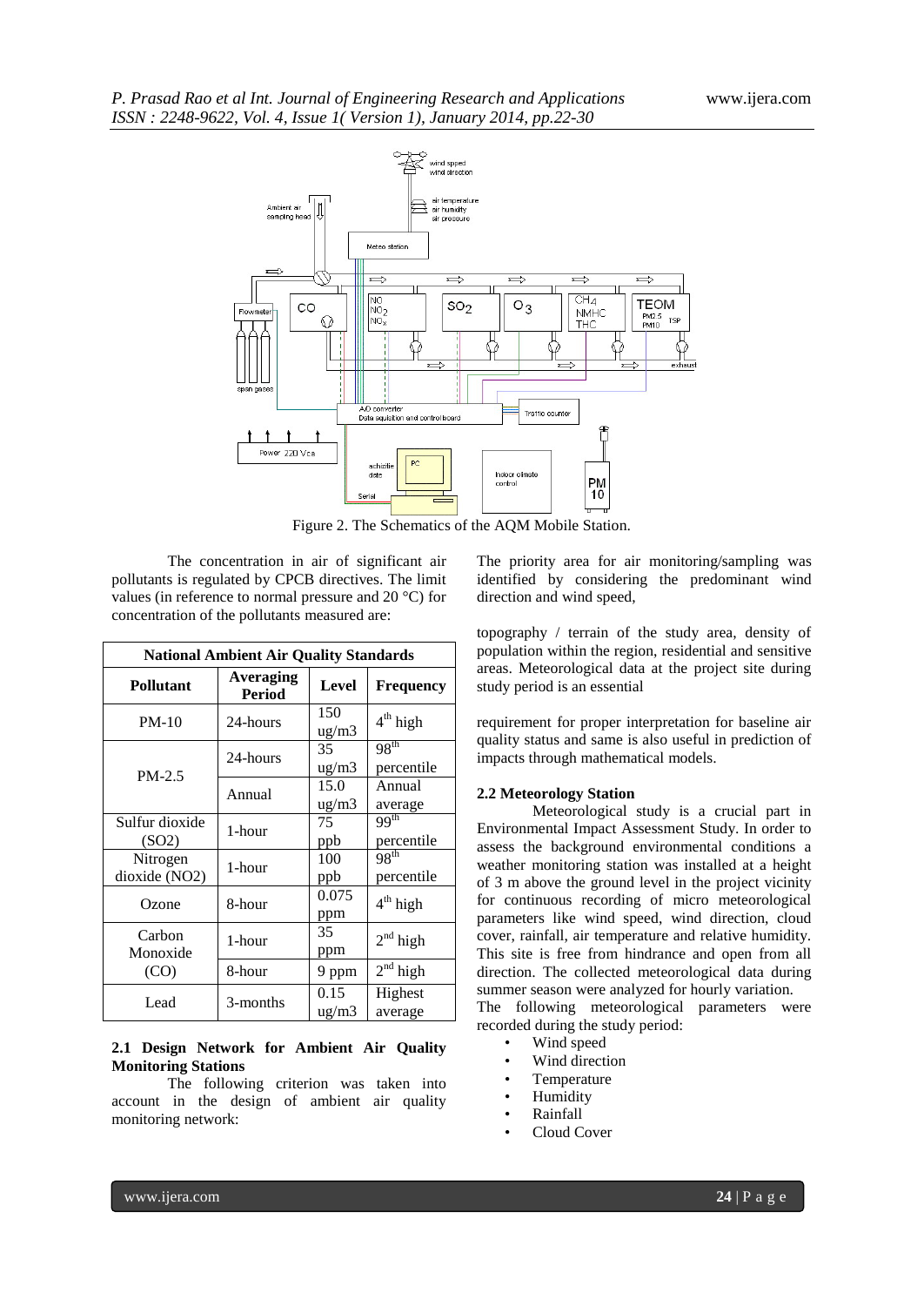Figure 2. The Schematics of the AQM Mobile Station.

The concentration in air of significant air pollutants is regulated by CPCB directives. The limit values (in reference to normal pressure and 20 °C) for concentration of the pollutants measured are:

| National Ambient Air Quality Standards | | | |
|---|---|---|---|
| **Pollutant** | **Averaging Period** | **Level** | **Frequency** |
| PM-10 | 24-hours | 150 ug/m3 | 4th high |
| PM-2.5 | 24-hours | 35 ug/m3 | 98th percentile |
| | Annual | 15.0 ug/m3 | Annual average |
| Sulfur dioxide (SO2) | 1-hour | 75 ppb | 99th percentile |
| Nitrogen dioxide (NO2) | 1-hour | 100 ppb | 98th percentile |
| Ozone | 8-hour | 0.075 ppm | 4th high |
| Carbon Monoxide (CO) | 1-hour | 35 ppm | 2nd high |
| | 8-hour | 9 ppm | 2nd high |
| Lead | 3-months | 0.15 ug/m3 | Highest average |

**2.1 Design Network for Ambient Air Quality Monitoring Stations**

The following criterion was taken into account in the design of ambient air quality monitoring network:

The priority area for air monitoring/sampling was identified by considering the predominant wind direction and wind speed,

topography / terrain of the study area, density of population within the region, residential and sensitive areas. Meteorological data at the project site during study period is an essential

requirement for proper interpretation for baseline air quality status and same is also useful in prediction of impacts through mathematical models.

**2.2 Meteorology Station**

Meteorological study is a crucial part in Environmental Impact Assessment Study. In order to assess the background environmental conditions a weather monitoring station was installed at a height of 3 m above the ground level in the project vicinity for continuous recording of micro meteorological parameters like wind speed, wind direction, cloud cover, rainfall, air temperature and relative humidity. This site is free from hindrance and open from all direction. The collected meteorological data during summer season were analyzed for hourly variation.

The following meteorological parameters were recorded during the study period:

- Wind speed
- Wind direction
- Temperature
- Humidity
- Rainfall
- Cloud Cover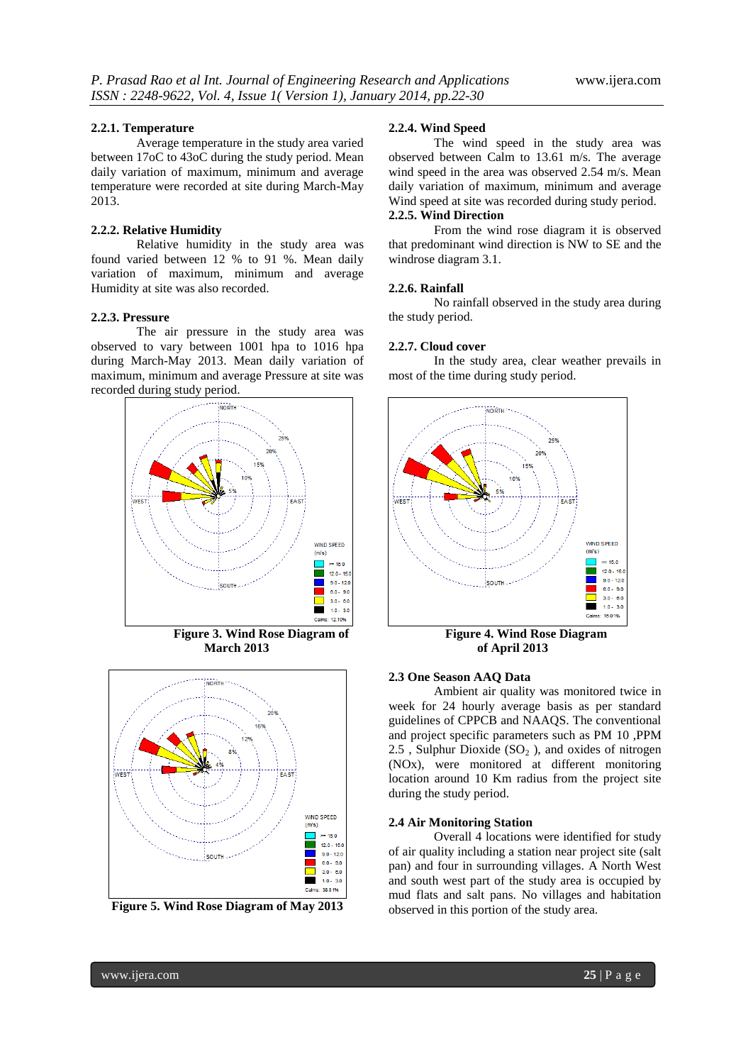#### 2.2.1. Temperature

Average temperature in the study area varied between 17oC to 43oC during the study period. Mean daily variation of maximum, minimum and average temperature were recorded at site during March-May 2013.

#### 2.2.2. Relative Humidity

Relative humidity in the study area was found varied between 12 % to 91 %. Mean daily variation of maximum, minimum and average Humidity at site was also recorded.

#### 2.2.3. Pressure

The air pressure in the study area was observed to vary between 1001 hpa to 1016 hpa during March-May 2013. Mean daily variation of maximum, minimum and average Pressure at site was recorded during study period.

**Figure 3. Wind Rose Diagram of March 2013**

**Figure 5. Wind Rose Diagram of May 2013**

#### 2.2.4. Wind Speed

The wind speed in the study area was observed between Calm to 13.61 m/s. The average wind speed in the area was observed 2.54 m/s. Mean daily variation of maximum, minimum and average Wind speed at site was recorded during study period.

#### 2.2.5. Wind Direction

From the wind rose diagram it is observed that predominant wind direction is NW to SE and the windrose diagram 3.1.

#### 2.2.6. Rainfall

No rainfall observed in the study area during the study period.

#### 2.2.7. Cloud cover

In the study area, clear weather prevails in most of the time during study period.

**Figure 4. Wind Rose Diagram of April 2013**

### 2.3 One Season AAQ Data

Ambient air quality was monitored twice in week for 24 hourly average basis as per standard guidelines of CPCB and NAAQS. The conventional and project specific parameters such as PM 10 ,PPM 2.5 , Sulphur Dioxide ($SO_2$ ), and oxides of nitrogen (NOx), were monitored at different monitoring location around 10 Km radius from the project site during the study period.

### 2.4 Air Monitoring Station

Overall 4 locations were identified for study of air quality including a station near project site (salt pan) and four in surrounding villages. A North West and south west part of the study area is occupied by mud flats and salt pans. No villages and habitation observed in this portion of the study area.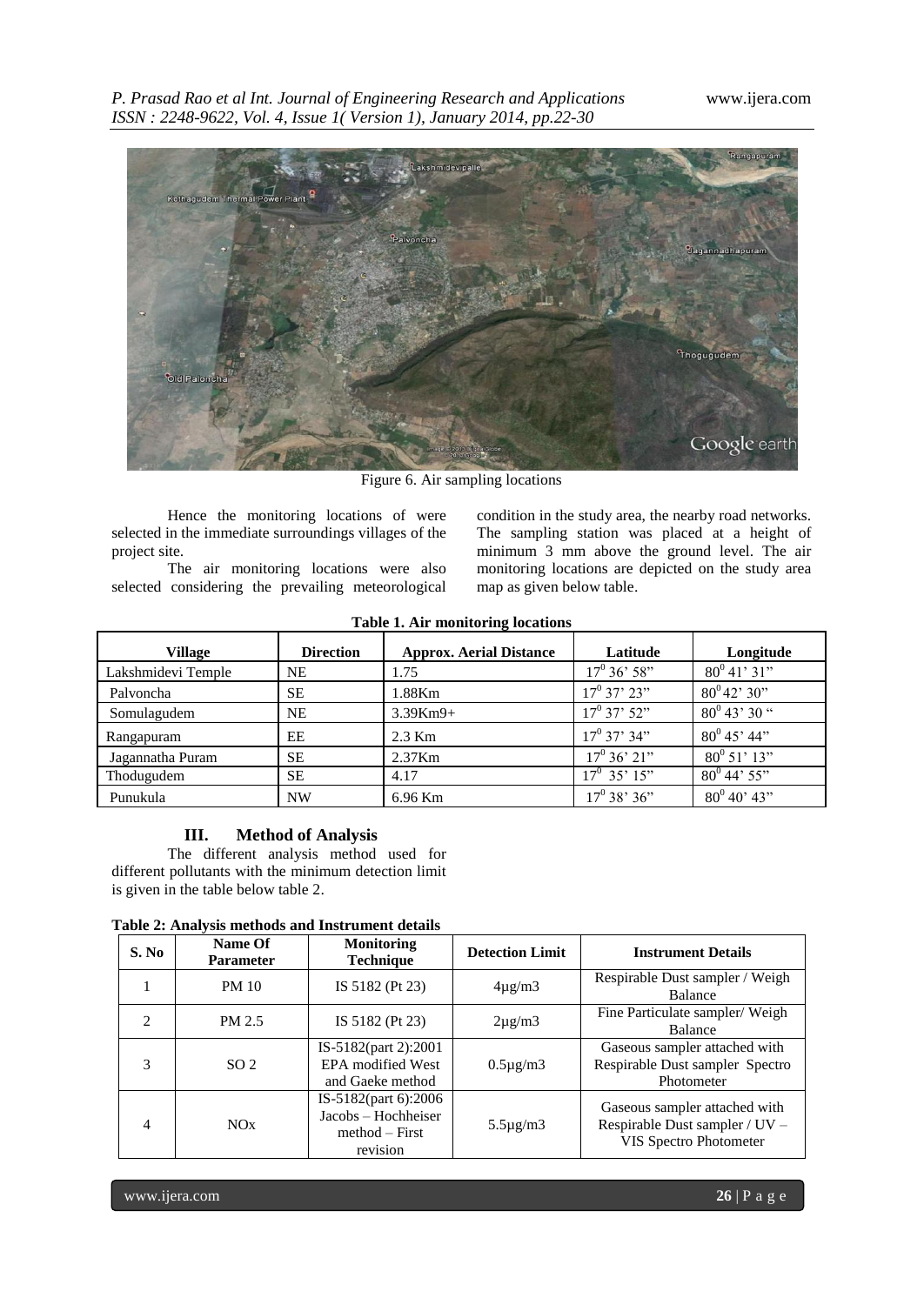Figure 6. Air sampling locations

Hence the monitoring locations of were selected in the immediate surroundings villages of the project site.

The air monitoring locations were also selected considering the prevailing meteorological condition in the study area, the nearby road networks. The sampling station was placed at a height of minimum 3 mm above the ground level. The air monitoring locations are depicted on the study area map as given below table.

**Table 1. Air monitoring locations**

| Village | Direction | Approx. Aerial Distance | Latitude | Longitude |
|---|---|---|---|---|
| Lakshmidevi Temple | NE | 1.75 | $17^0$ 36' 58" | $80^0$ 41' 31" |
| Palvoncha | SE | 1.88Km | $17^0$ 37' 23" | $80^0$42' 30" |
| Somulagudem | NE | 3.39Km9+ | $17^0$ 37' 52" | $80^0$ 43' 30 " |
| Rangapuram | EE | 2.3 Km | $17^0$ 37' 34" | $80^0$ 45' 44" |
| Jagannatha Puram | SE | 2.37Km | $17^0$ 36' 21" | $80^0$ 51' 13" |
| Thodugudem | SE | 4.17 | $17^0$ 35' 15" | $80^0$ 44' 55" |
| Punukula | NW | 6.96 Km | $17^0$ 38' 36" | $80^0$ 40' 43" |

## III. Method of Analysis

The different analysis method used for different pollutants with the minimum detection limit is given in the table below table 2.

**Table 2: Analysis methods and Instrument details**

| S. No | Name Of Parameter | Monitoring Technique | Detection Limit | Instrument Details |
|---|---|---|---|---|
| 1 | PM 10 | IS 5182 (Pt 23) | 4μg/m3 | Respirable Dust sampler / Weigh Balance |
| 2 | PM 2.5 | IS 5182 (Pt 23) | 2μg/m3 | Fine Particulate sampler/ Weigh Balance |
| 3 | SO 2 | IS-5182(part 2):2001 EPA modified West and Gaeke method | 0.5μg/m3 | Gaseous sampler attached with Respirable Dust sampler Spectro Photometer |
| 4 | NOx | IS-5182(part 6):2006 Jacobs – Hochheiser method – First revision | 5.5μg/m3 | Gaseous sampler attached with Respirable Dust sampler / UV – VIS Spectro Photometer |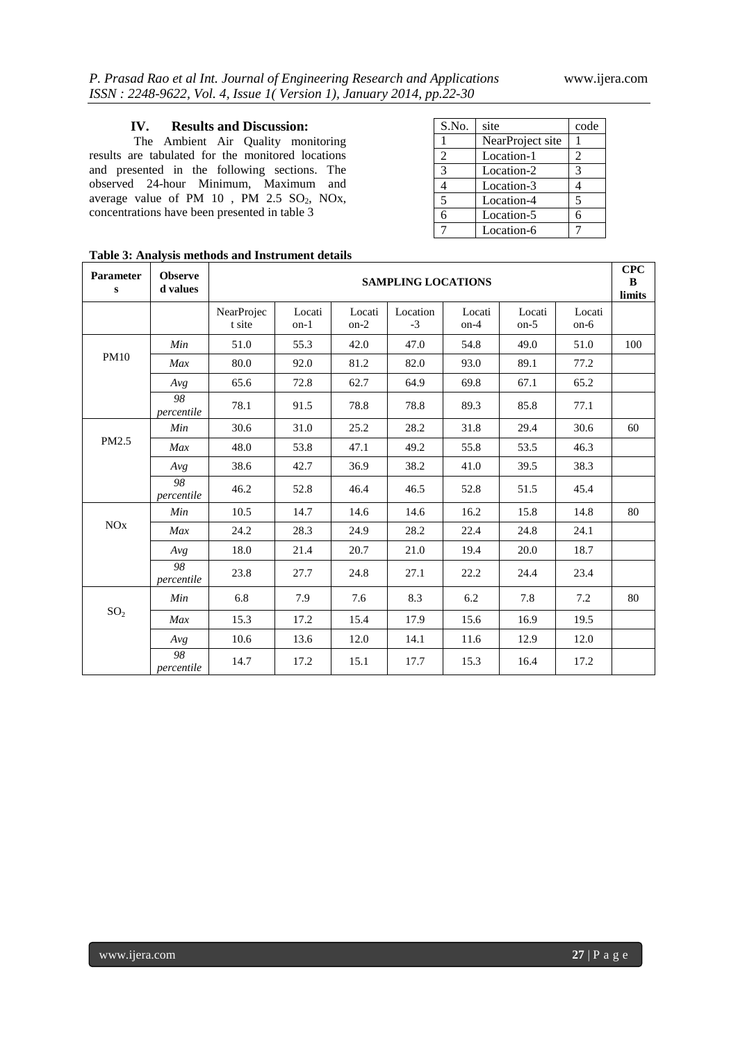## IV. Results and Discussion:

The Ambient Air Quality monitoring results are tabulated for the monitored locations and presented in the following sections. The observed 24-hour Minimum, Maximum and average value of PM 10 , PM 2.5 $SO_2$, NOx, concentrations have been presented in table 3

| S.No. | site | code |
|---|---|---|
| 1 | NearProject site | 1 |
| 2 | Location-1 | 2 |
| 3 | Location-2 | 3 |
| 4 | Location-3 | 4 |
| 5 | Location-4 | 5 |
| 6 | Location-5 | 6 |
| 7 | Location-6 | 7 |

**Table 3: Analysis methods and Instrument details**

| Parameters | Observed values | SAMPLING LOCATIONS | | | | | | | CPCB limits |
|---|---|---|---|---|---|---|---|---|---|
| | | NearProject site | Location-1 | Location-2 | Location-3 | Location-4 | Location-5 | Location-6 | |
| PM10 | *Min* | 51.0 | 55.3 | 42.0 | 47.0 | 54.8 | 49.0 | 51.0 | 100 |
| | *Max* | 80.0 | 92.0 | 81.2 | 82.0 | 93.0 | 89.1 | 77.2 | |
| | *Avg* | 65.6 | 72.8 | 62.7 | 64.9 | 69.8 | 67.1 | 65.2 | |
| | *98 percentile* | 78.1 | 91.5 | 78.8 | 78.8 | 89.3 | 85.8 | 77.1 | |
| PM2.5 | *Min* | 30.6 | 31.0 | 25.2 | 28.2 | 31.8 | 29.4 | 30.6 | 60 |
| | *Max* | 48.0 | 53.8 | 47.1 | 49.2 | 55.8 | 53.5 | 46.3 | |
| | *Avg* | 38.6 | 42.7 | 36.9 | 38.2 | 41.0 | 39.5 | 38.3 | |
| | *98 percentile* | 46.2 | 52.8 | 46.4 | 46.5 | 52.8 | 51.5 | 45.4 | |
| NOx | *Min* | 10.5 | 14.7 | 14.6 | 14.6 | 16.2 | 15.8 | 14.8 | 80 |
| | *Max* | 24.2 | 28.3 | 24.9 | 28.2 | 22.4 | 24.8 | 24.1 | |
| | *Avg* | 18.0 | 21.4 | 20.7 | 21.0 | 19.4 | 20.0 | 18.7 | |
| | *98 percentile* | 23.8 | 27.7 | 24.8 | 27.1 | 22.2 | 24.4 | 23.4 | |
| $SO_2$ | *Min* | 6.8 | 7.9 | 7.6 | 8.3 | 6.2 | 7.8 | 7.2 | 80 |
| | *Max* | 15.3 | 17.2 | 15.4 | 17.9 | 15.6 | 16.9 | 19.5 | |
| | *Avg* | 10.6 | 13.6 | 12.0 | 14.1 | 11.6 | 12.9 | 12.0 | |
| | *98 percentile* | 14.7 | 17.2 | 15.1 | 17.7 | 15.3 | 16.4 | 17.2 | |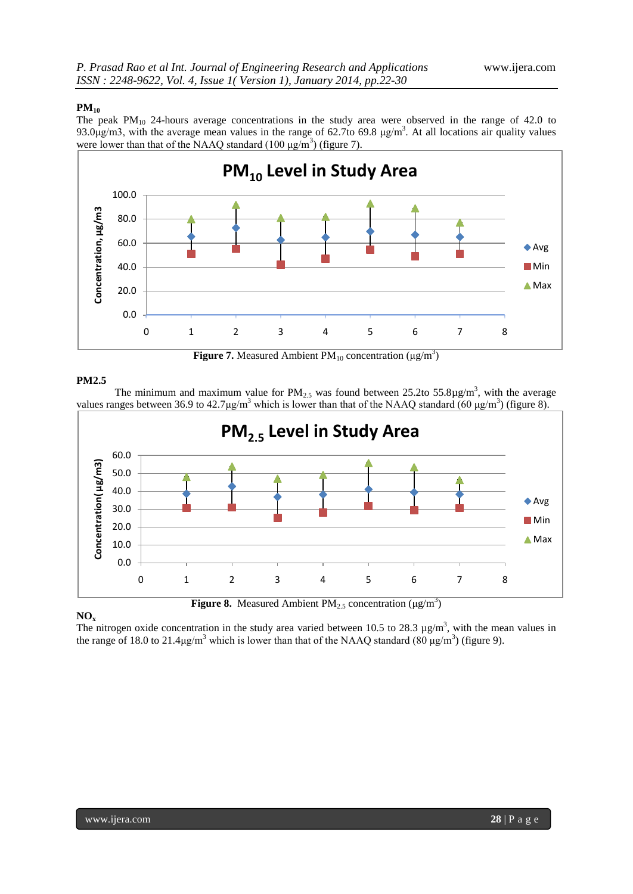### $PM_{10}$

The peak $PM_{10}$ 24-hours average concentrations in the study area were observed in the range of 42.0 to 93.0µg/m3, with the average mean values in the range of 62.7to 69.8 µg/m$^3$. At all locations air quality values were lower than that of the NAAQ standard (100 µg/m$^3$) (figure 7).

**Figure 7.** Measured Ambient $PM_{10}$ concentration (µg/m$^3$)

### PM2.5

The minimum and maximum value for $PM_{2.5}$ was found between 25.2to 55.8µg/m$^3$, with the average values ranges between 36.9 to 42.7µg/m$^3$ which is lower than that of the NAAQ standard (60 µg/m$^3$) (figure 8).

**Figure 8.** Measured Ambient $PM_{2.5}$ concentration (µg/m$^3$)

### $NO_x$

The nitrogen oxide concentration in the study area varied between 10.5 to 28.3 µg/m$^3$, with the mean values in the range of 18.0 to 21.4µg/m$^3$ which is lower than that of the NAAQ standard (80 µg/m$^3$) (figure 9).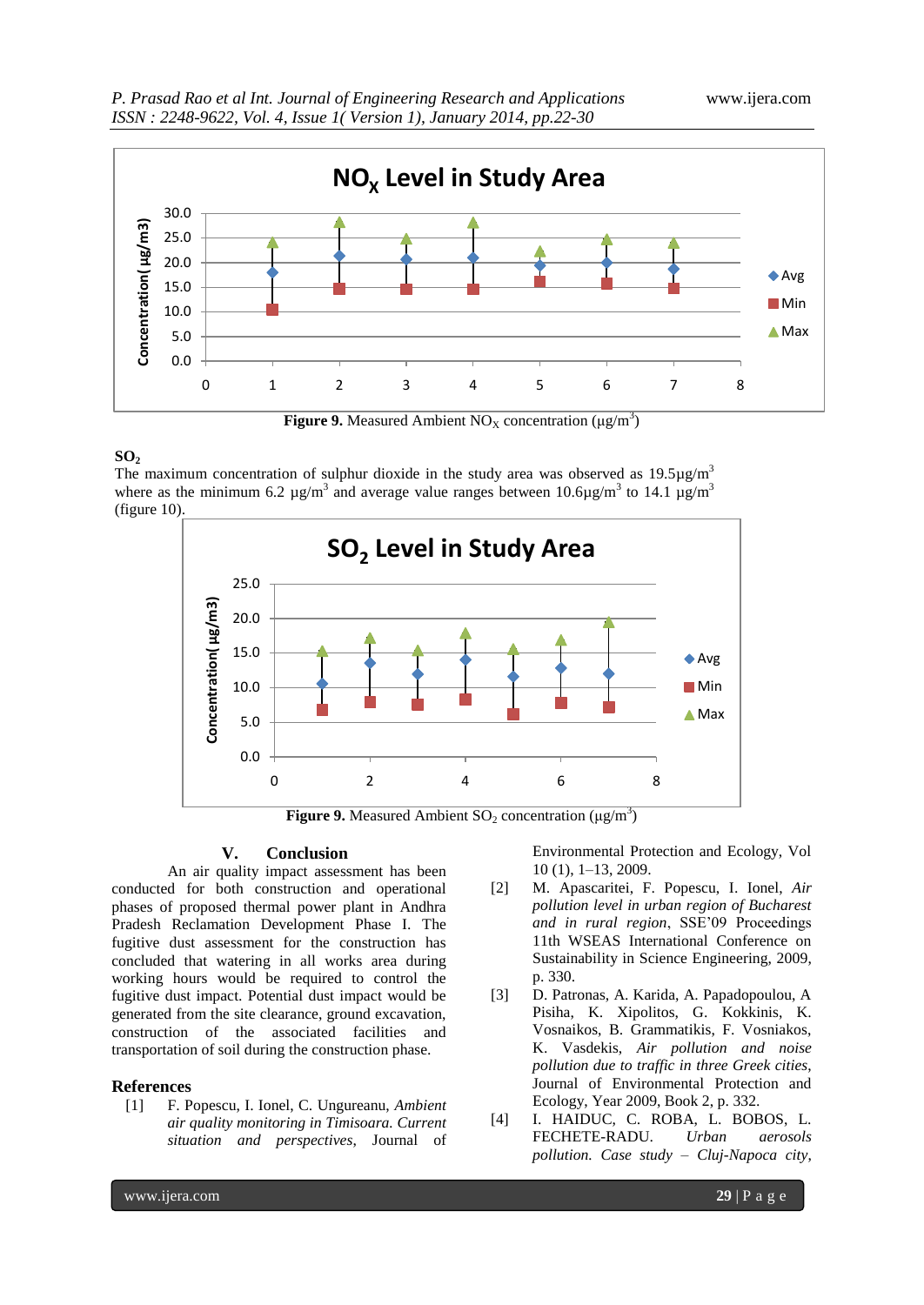**Figure 9.** Measured Ambient $NO_X$ concentration ($\mu g/m^3$)

**$SO_2$**

The maximum concentration of sulphur dioxide in the study area was observed as $19.5 \mu g/m^3$ where as the minimum $6.2 \mu g/m^3$ and average value ranges between $10.6 \mu g/m^3$ to $14.1 \mu g/m^3$ (figure 10).

**Figure 9.** Measured Ambient $SO_2$ concentration ($\mu g/m^3$)

## V. Conclusion

An air quality impact assessment has been conducted for both construction and operational phases of proposed thermal power plant in Andhra Pradesh Reclamation Development Phase I. The fugitive dust assessment for the construction has concluded that watering in all works area during working hours would be required to control the fugitive dust impact. Potential dust impact would be generated from the site clearance, ground excavation, construction of the associated facilities and transportation of soil during the construction phase.

## References

[1] F. Popescu, I. Ionel, C. Ungureanu, *Ambient air quality monitoring in Timisoara. Current situation and perspectives*, Journal of Environmental Protection and Ecology, Vol 10 (1), 1–13, 2009.

[2] M. Apascaritei, F. Popescu, I. Ionel, *Air pollution level in urban region of Bucharest and in rural region*, SSE'09 Proceedings 11th WSEAS International Conference on Sustainability in Science Engineering, 2009, p. 330.

[3] D. Patronas, A. Karida, A. Papadopoulou, A Pisiha, K. Xipolitos, G. Kokkinis, K. Vosnaikos, B. Grammatikis, F. Vosniakos, K. Vasdekis, *Air pollution and noise pollution due to traffic in three Greek cities*, Journal of Environmental Protection and Ecology, Year 2009, Book 2, p. 332.

[4] I. HAIDUC, C. ROBA, L. BOBOS, L. FECHETE-RADU. *Urban aerosols pollution. Case study – Cluj-Napoca city,*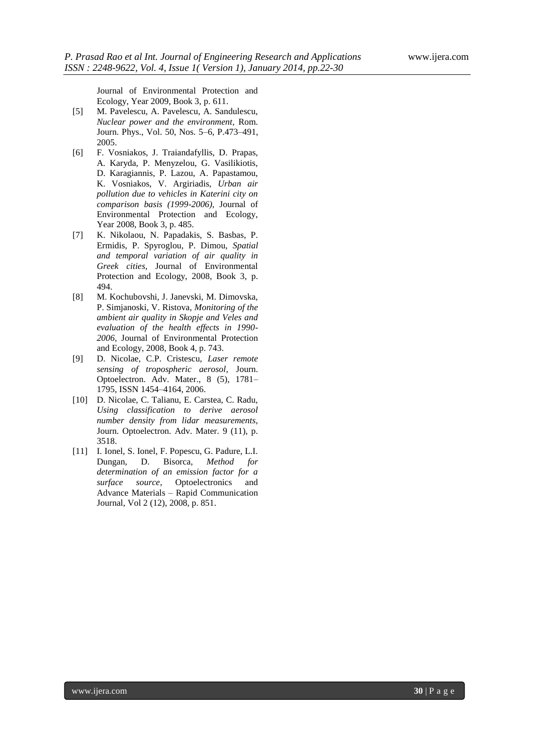Journal of Environmental Protection and Ecology, Year 2009, Book 3, p. 611.

[5] M. Pavelescu, A. Pavelescu, A. Sandulescu, *Nuclear power and the environment*, Rom. Journ. Phys., Vol. 50, Nos. 5–6, P.473–491, 2005.

[6] F. Vosniakos, J. Traiandafyllis, D. Prapas, A. Karyda, P. Menyzelou, G. Vasilikiotis, D. Karagiannis, P. Lazou, A. Papastamou, K. Vosniakos, V. Argiriadis, *Urban air pollution due to vehicles in Katerini city on comparison basis (1999-2006)*, Journal of Environmental Protection and Ecology, Year 2008, Book 3, p. 485.

[7] K. Nikolaou, N. Papadakis, S. Basbas, P. Ermidis, P. Spyroglou, P. Dimou, *Spatial and temporal variation of air quality in Greek cities*, Journal of Environmental Protection and Ecology, 2008, Book 3, p. 494.

[8] M. Kochubovshi, J. Janevski, M. Dimovska, P. Simjanoski, V. Ristova, *Monitoring of the ambient air quality in Skopje and Veles and evaluation of the health effects in 1990-2006*, Journal of Environmental Protection and Ecology, 2008, Book 4, p. 743.

[9] D. Nicolae, C.P. Cristescu, *Laser remote sensing of tropospheric aerosol*, Journ. Optoelectron. Adv. Mater., 8 (5), 1781–1795, ISSN 1454–4164, 2006.

[10] D. Nicolae, C. Talianu, E. Carstea, C. Radu, *Using classification to derive aerosol number density from lidar measurements*, Journ. Optoelectron. Adv. Mater. 9 (11), p. 3518.

[11] I. Ionel, S. Ionel, F. Popescu, G. Padure, L.I. Dungan, D. Bisorca, *Method for determination of an emission factor for a surface source*, Optoelectronics and Advance Materials – Rapid Communication Journal, Vol 2 (12), 2008, p. 851.